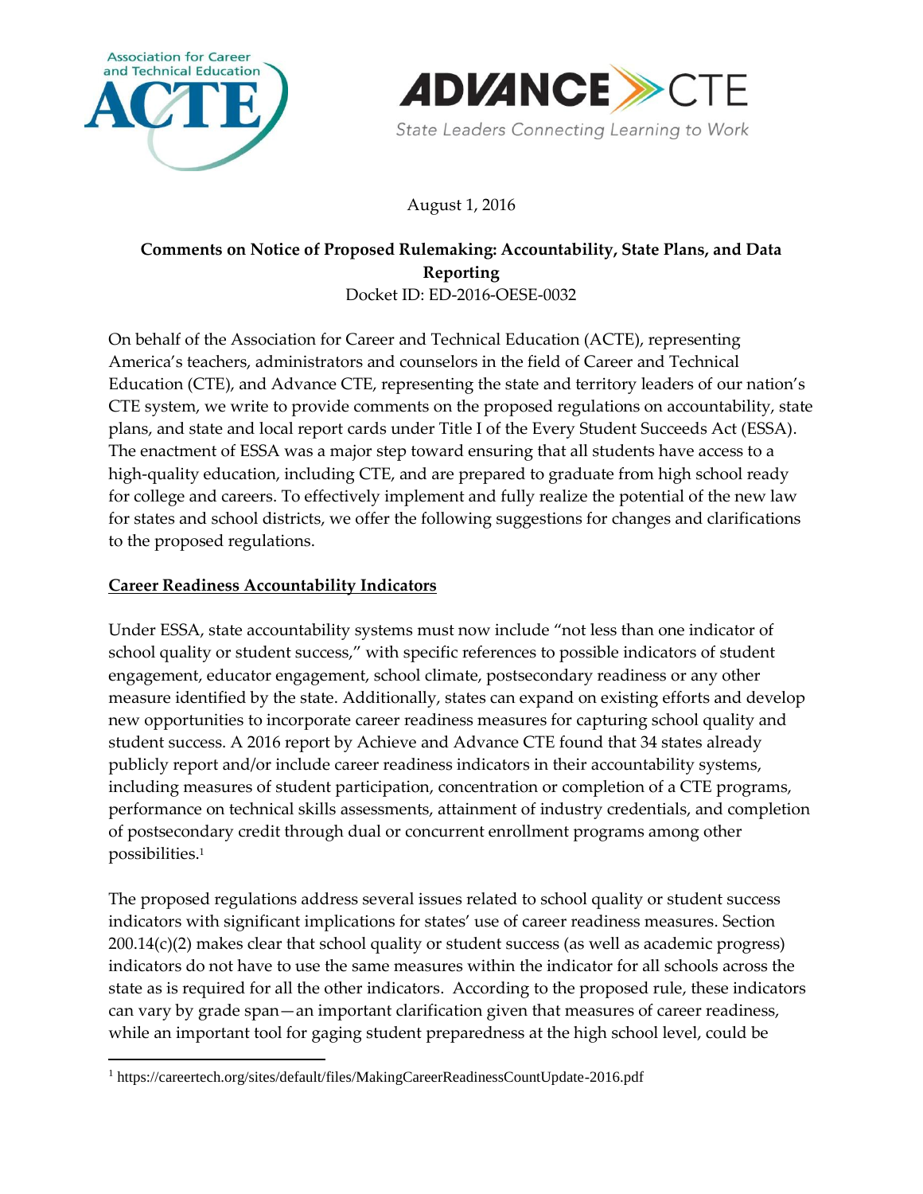Association for Career and Technical Education ACTE

ADVANCE CTE State Leaders Connecting Learning to Work

August 1, 2016

**Comments on Notice of Proposed Rulemaking: Accountability, State Plans, and Data Reporting**
Docket ID: ED-2016-OESE-0032

On behalf of the Association for Career and Technical Education (ACTE), representing America's teachers, administrators and counselors in the field of Career and Technical Education (CTE), and Advance CTE, representing the state and territory leaders of our nation's CTE system, we write to provide comments on the proposed regulations on accountability, state plans, and state and local report cards under Title I of the Every Student Succeeds Act (ESSA). The enactment of ESSA was a major step toward ensuring that all students have access to a high-quality education, including CTE, and are prepared to graduate from high school ready for college and careers. To effectively implement and fully realize the potential of the new law for states and school districts, we offer the following suggestions for changes and clarifications to the proposed regulations.

## Career Readiness Accountability Indicators

Under ESSA, state accountability systems must now include "not less than one indicator of school quality or student success," with specific references to possible indicators of student engagement, educator engagement, school climate, postsecondary readiness or any other measure identified by the state. Additionally, states can expand on existing efforts and develop new opportunities to incorporate career readiness measures for capturing school quality and student success. A 2016 report by Achieve and Advance CTE found that 34 states already publicly report and/or include career readiness indicators in their accountability systems, including measures of student participation, concentration or completion of a CTE programs, performance on technical skills assessments, attainment of industry credentials, and completion of postsecondary credit through dual or concurrent enrollment programs among other possibilities.[1]

The proposed regulations address several issues related to school quality or student success indicators with significant implications for states' use of career readiness measures. Section 200.14(c)(2) makes clear that school quality or student success (as well as academic progress) indicators do not have to use the same measures within the indicator for all schools across the state as is required for all the other indicators. According to the proposed rule, these indicators can vary by grade span—an important clarification given that measures of career readiness, while an important tool for gaging student preparedness at the high school level, could be

[1] https://careertech.org/sites/default/files/MakingCareerReadinessCountUpdate-2016.pdf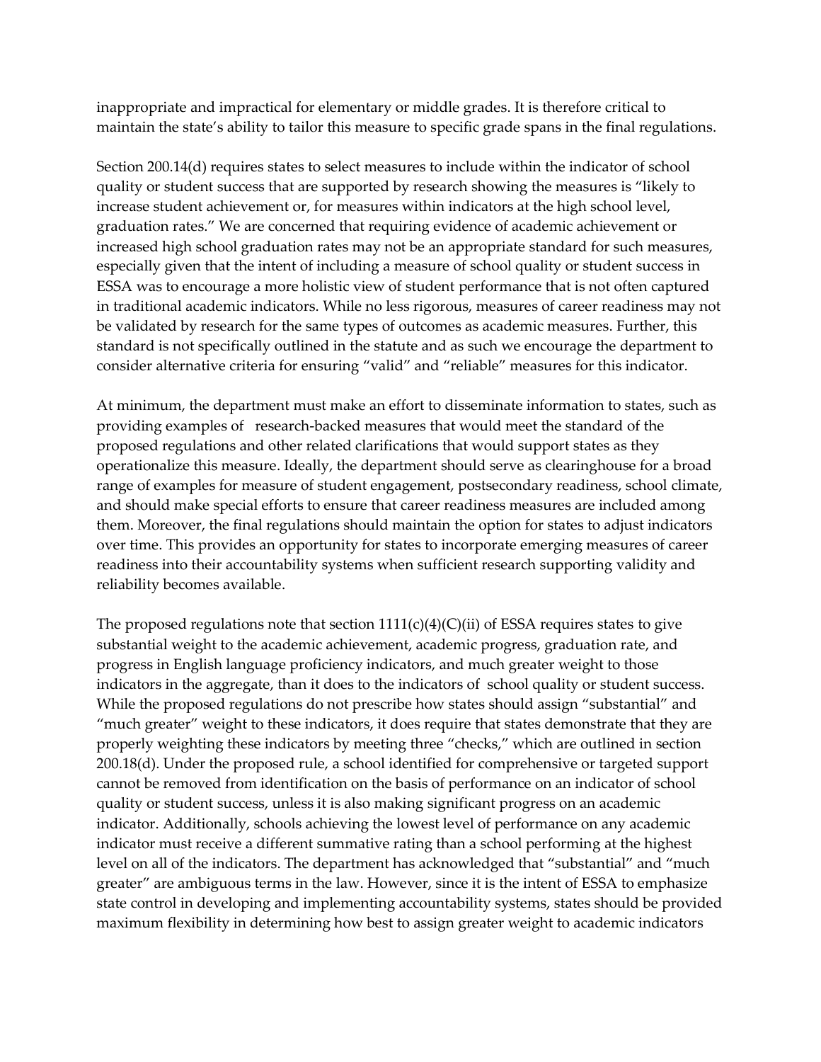inappropriate and impractical for elementary or middle grades. It is therefore critical to maintain the state's ability to tailor this measure to specific grade spans in the final regulations.

Section 200.14(d) requires states to select measures to include within the indicator of school quality or student success that are supported by research showing the measures is "likely to increase student achievement or, for measures within indicators at the high school level, graduation rates." We are concerned that requiring evidence of academic achievement or increased high school graduation rates may not be an appropriate standard for such measures, especially given that the intent of including a measure of school quality or student success in ESSA was to encourage a more holistic view of student performance that is not often captured in traditional academic indicators. While no less rigorous, measures of career readiness may not be validated by research for the same types of outcomes as academic measures. Further, this standard is not specifically outlined in the statute and as such we encourage the department to consider alternative criteria for ensuring "valid" and "reliable" measures for this indicator.

At minimum, the department must make an effort to disseminate information to states, such as providing examples of research-backed measures that would meet the standard of the proposed regulations and other related clarifications that would support states as they operationalize this measure. Ideally, the department should serve as clearinghouse for a broad range of examples for measure of student engagement, postsecondary readiness, school climate, and should make special efforts to ensure that career readiness measures are included among them. Moreover, the final regulations should maintain the option for states to adjust indicators over time. This provides an opportunity for states to incorporate emerging measures of career readiness into their accountability systems when sufficient research supporting validity and reliability becomes available.

The proposed regulations note that section 1111(c)(4)(C)(ii) of ESSA requires states to give substantial weight to the academic achievement, academic progress, graduation rate, and progress in English language proficiency indicators, and much greater weight to those indicators in the aggregate, than it does to the indicators of school quality or student success. While the proposed regulations do not prescribe how states should assign "substantial" and "much greater" weight to these indicators, it does require that states demonstrate that they are properly weighting these indicators by meeting three "checks," which are outlined in section 200.18(d). Under the proposed rule, a school identified for comprehensive or targeted support cannot be removed from identification on the basis of performance on an indicator of school quality or student success, unless it is also making significant progress on an academic indicator. Additionally, schools achieving the lowest level of performance on any academic indicator must receive a different summative rating than a school performing at the highest level on all of the indicators. The department has acknowledged that "substantial" and "much greater" are ambiguous terms in the law. However, since it is the intent of ESSA to emphasize state control in developing and implementing accountability systems, states should be provided maximum flexibility in determining how best to assign greater weight to academic indicators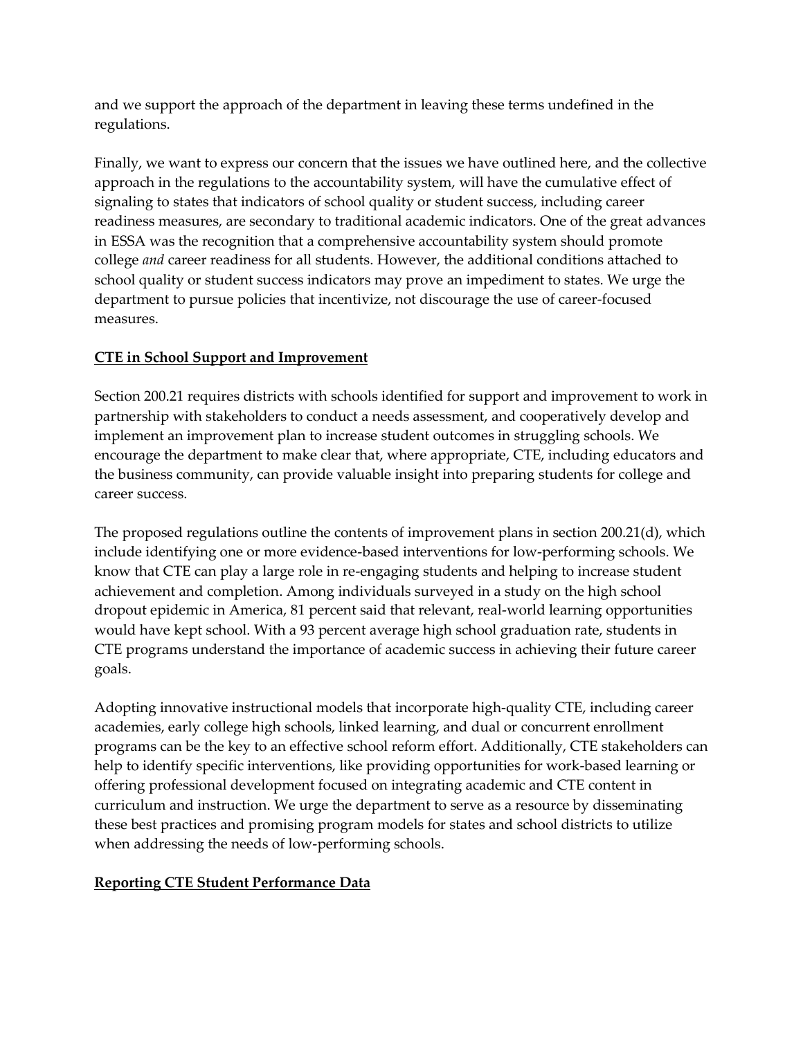and we support the approach of the department in leaving these terms undefined in the regulations.

Finally, we want to express our concern that the issues we have outlined here, and the collective approach in the regulations to the accountability system, will have the cumulative effect of signaling to states that indicators of school quality or student success, including career readiness measures, are secondary to traditional academic indicators. One of the great advances in ESSA was the recognition that a comprehensive accountability system should promote college *and* career readiness for all students. However, the additional conditions attached to school quality or student success indicators may prove an impediment to states. We urge the department to pursue policies that incentivize, not discourage the use of career-focused measures.

**CTE in School Support and Improvement**

Section 200.21 requires districts with schools identified for support and improvement to work in partnership with stakeholders to conduct a needs assessment, and cooperatively develop and implement an improvement plan to increase student outcomes in struggling schools. We encourage the department to make clear that, where appropriate, CTE, including educators and the business community, can provide valuable insight into preparing students for college and career success.

The proposed regulations outline the contents of improvement plans in section 200.21(d), which include identifying one or more evidence-based interventions for low-performing schools. We know that CTE can play a large role in re-engaging students and helping to increase student achievement and completion. Among individuals surveyed in a study on the high school dropout epidemic in America, 81 percent said that relevant, real-world learning opportunities would have kept school. With a 93 percent average high school graduation rate, students in CTE programs understand the importance of academic success in achieving their future career goals.

Adopting innovative instructional models that incorporate high-quality CTE, including career academies, early college high schools, linked learning, and dual or concurrent enrollment programs can be the key to an effective school reform effort. Additionally, CTE stakeholders can help to identify specific interventions, like providing opportunities for work-based learning or offering professional development focused on integrating academic and CTE content in curriculum and instruction. We urge the department to serve as a resource by disseminating these best practices and promising program models for states and school districts to utilize when addressing the needs of low-performing schools.

**Reporting CTE Student Performance Data**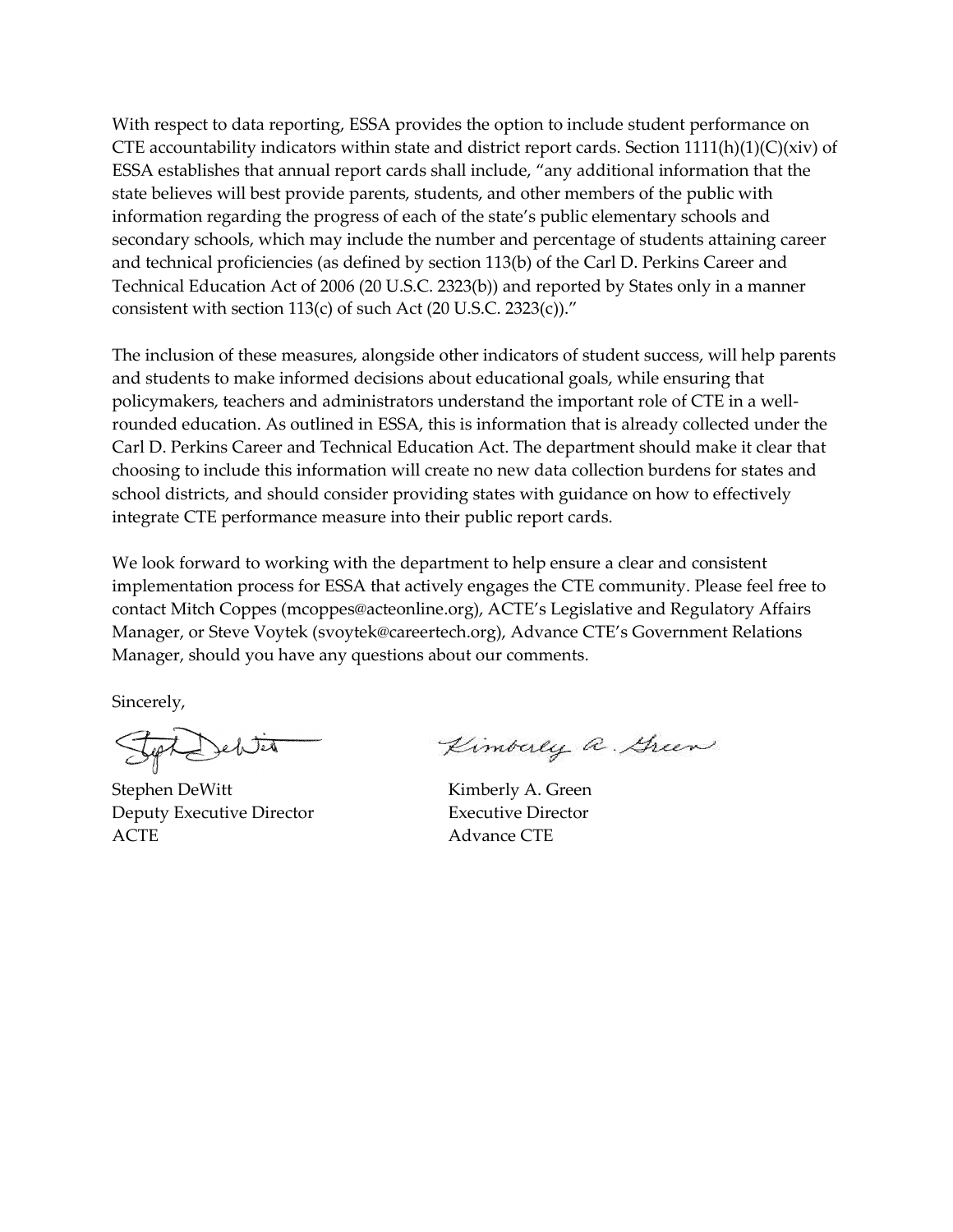With respect to data reporting, ESSA provides the option to include student performance on CTE accountability indicators within state and district report cards. Section 1111(h)(1)(C)(xiv) of ESSA establishes that annual report cards shall include, "any additional information that the state believes will best provide parents, students, and other members of the public with information regarding the progress of each of the state's public elementary schools and secondary schools, which may include the number and percentage of students attaining career and technical proficiencies (as defined by section 113(b) of the Carl D. Perkins Career and Technical Education Act of 2006 (20 U.S.C. 2323(b)) and reported by States only in a manner consistent with section 113(c) of such Act (20 U.S.C. 2323(c))."

The inclusion of these measures, alongside other indicators of student success, will help parents and students to make informed decisions about educational goals, while ensuring that policymakers, teachers and administrators understand the important role of CTE in a well-rounded education. As outlined in ESSA, this is information that is already collected under the Carl D. Perkins Career and Technical Education Act. The department should make it clear that choosing to include this information will create no new data collection burdens for states and school districts, and should consider providing states with guidance on how to effectively integrate CTE performance measure into their public report cards.

We look forward to working with the department to help ensure a clear and consistent implementation process for ESSA that actively engages the CTE community. Please feel free to contact Mitch Coppes (mcoppes@acteonline.org), ACTE's Legislative and Regulatory Affairs Manager, or Steve Voytek (svoytek@careertech.org), Advance CTE's Government Relations Manager, should you have any questions about our comments.

Sincerely,

Stephen DeWitt
Deputy Executive Director
ACTE

Kimberly A. Green
Executive Director
Advance CTE